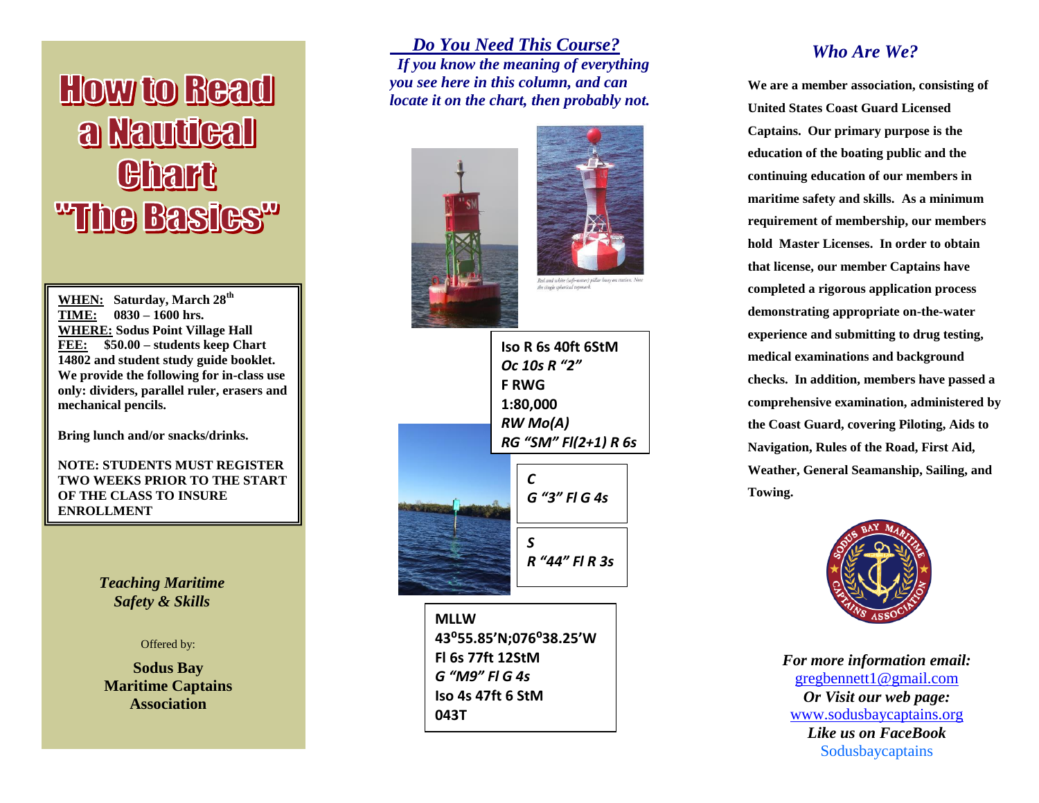# How to Read a Nautical Chart "The Basics"

**WHEN:** Saturday, March 28th
**TIME:** 0830 – 1600 hrs.
**WHERE:** Sodus Point Village Hall
**FEE:** $50.00 – students keep Chart 14802 and student study guide booklet. We provide the following for in-class use only: dividers, parallel ruler, erasers and mechanical pencils.

**Bring lunch and/or snacks/drinks.**

**NOTE: STUDENTS MUST REGISTER TWO WEEKS PRIOR TO THE START OF THE CLASS TO INSURE ENROLLMENT**

*Teaching Maritime Safety & Skills*

Offered by:

**Sodus Bay Maritime Captains Association**

## *Do You Need This Course?*

*If you know the meaning of everything you see here in this column, and can locate it on the chart, then probably not.*

Red and white (safe-water) pillar buoy on station. Note the single spherical topmark.

**Iso R 6s 40ft 6StM**
***Oc 10s R "2"***
**F RWG**
**1:80,000**
***RW Mo(A)***
***RG "SM" Fl(2+1) R 6s***

***C***
***G "3" Fl G 4s***

***S***
***R "44" Fl R 3s***

**MLLW**
**43°55.85'N;076°38.25'W**
**Fl 6s 77ft 12StM**
***G "M9" Fl G 4s***
**Iso 4s 47ft 6 StM**
**043T**

## *Who Are We?*

**We are a member association, consisting of United States Coast Guard Licensed Captains. Our primary purpose is the education of the boating public and the continuing education of our members in maritime safety and skills. As a minimum requirement of membership, our members hold Master Licenses. In order to obtain that license, our member Captains have completed a rigorous application process demonstrating appropriate on-the-water experience and submitting to drug testing, medical examinations and background checks. In addition, members have passed a comprehensive examination, administered by the Coast Guard, covering Piloting, Aids to Navigation, Rules of the Road, First Aid, Weather, General Seamanship, Sailing, and Towing.**

***For more information email:***
gregbennett1@gmail.com
***Or Visit our web page:***
www.sodusbaycaptains.org
***Like us on FaceBook***
Sodusbaycaptains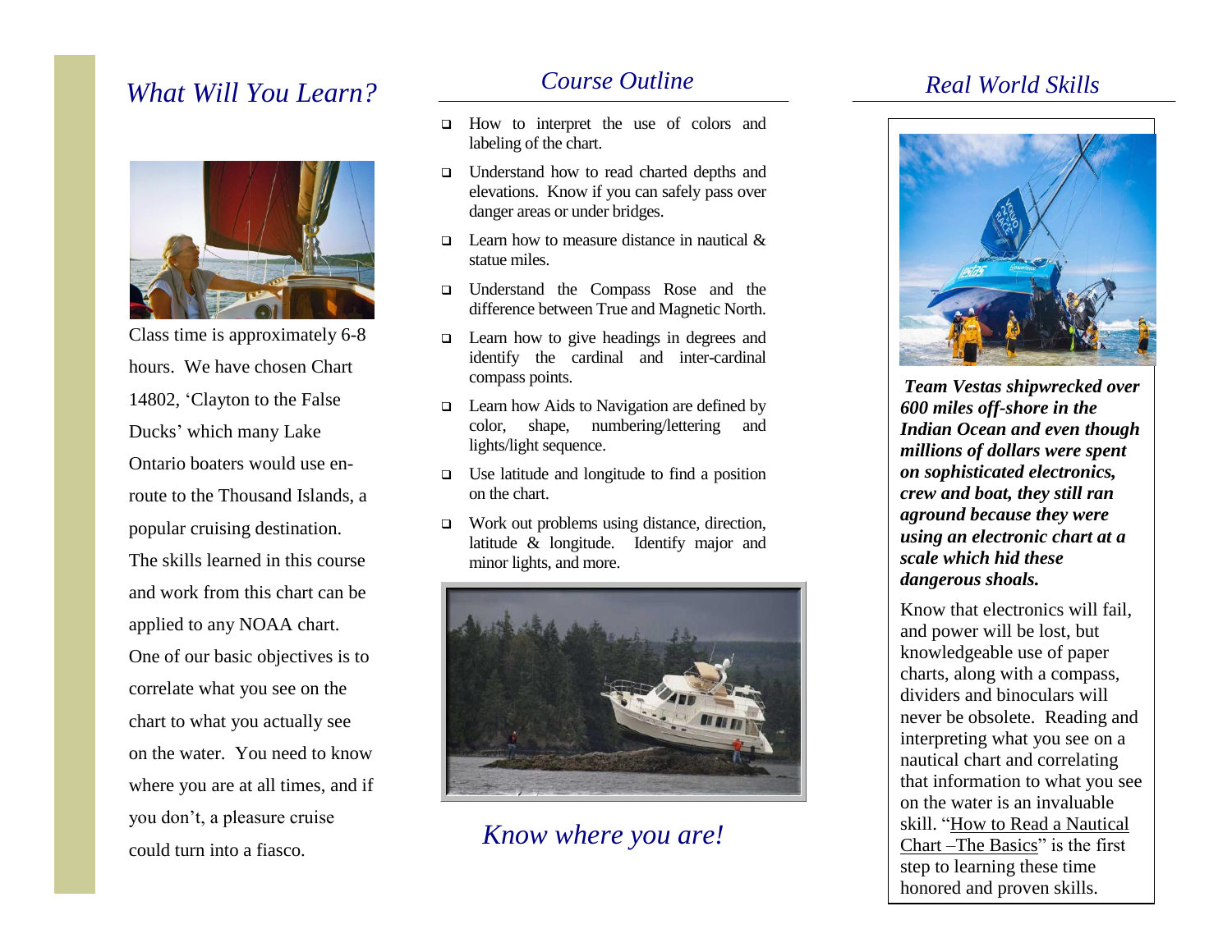## *What Will You Learn?*

Class time is approximately 6-8 hours. We have chosen Chart 14802, 'Clayton to the False Ducks' which many Lake Ontario boaters would use en-route to the Thousand Islands, a popular cruising destination. The skills learned in this course and work from this chart can be applied to any NOAA chart. One of our basic objectives is to correlate what you see on the chart to what you actually see on the water. You need to know where you are at all times, and if you don't, a pleasure cruise could turn into a fiasco.

## *Course Outline*

- How to interpret the use of colors and labeling of the chart.
- Understand how to read charted depths and elevations. Know if you can safely pass over danger areas or under bridges.
- Learn how to measure distance in nautical & statue miles.
- Understand the Compass Rose and the difference between True and Magnetic North.
- Learn how to give headings in degrees and identify the cardinal and inter-cardinal compass points.
- Learn how Aids to Navigation are defined by color, shape, numbering/lettering and lights/light sequence.
- Use latitude and longitude to find a position on the chart.
- Work out problems using distance, direction, latitude & longitude. Identify major and minor lights, and more.

*Know where you are!*

## *Real World Skills*

***Team Vestas shipwrecked over 600 miles off-shore in the Indian Ocean and even though millions of dollars were spent on sophisticated electronics, crew and boat, they still ran aground because they were using an electronic chart at a scale which hid these dangerous shoals.***

Know that electronics will fail, and power will be lost, but knowledgeable use of paper charts, along with a compass, dividers and binoculars will never be obsolete. Reading and interpreting what you see on a nautical chart and correlating that information to what you see on the water is an invaluable skill. "How to Read a Nautical Chart –The Basics" is the first step to learning these time honored and proven skills.